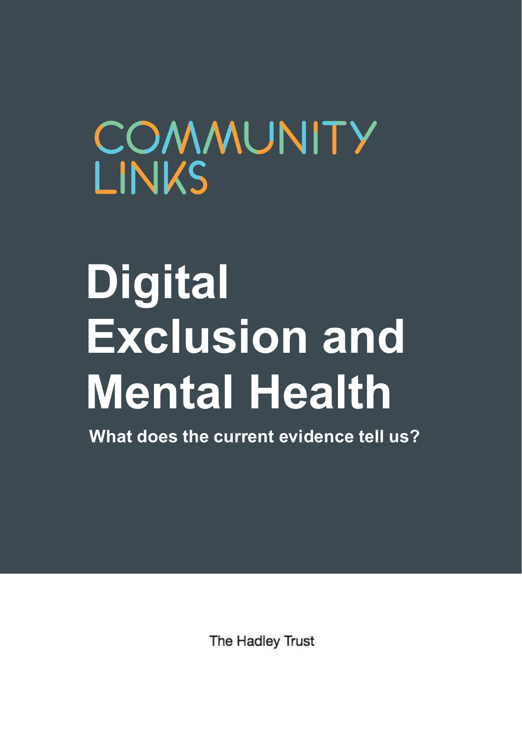COMMUNITY LINKS

# Digital Exclusion and Mental Health

**What does the current evidence tell us?**

The Hadley Trust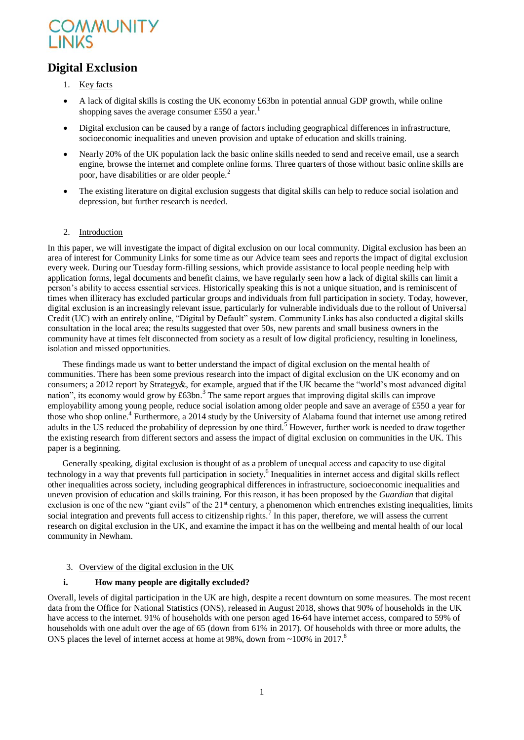COMMUNITY LINKS

# Digital Exclusion

1. Key facts

- A lack of digital skills is costing the UK economy £63bn in potential annual GDP growth, while online shopping saves the average consumer £550 a year.[1]
- Digital exclusion can be caused by a range of factors including geographical differences in infrastructure, socioeconomic inequalities and uneven provision and uptake of education and skills training.
- Nearly 20% of the UK population lack the basic online skills needed to send and receive email, use a search engine, browse the internet and complete online forms. Three quarters of those without basic online skills are poor, have disabilities or are older people.[2]
- The existing literature on digital exclusion suggests that digital skills can help to reduce social isolation and depression, but further research is needed.

2. Introduction

In this paper, we will investigate the impact of digital exclusion on our local community. Digital exclusion has been an area of interest for Community Links for some time as our Advice team sees and reports the impact of digital exclusion every week. During our Tuesday form-filling sessions, which provide assistance to local people needing help with application forms, legal documents and benefit claims, we have regularly seen how a lack of digital skills can limit a person's ability to access essential services. Historically speaking this is not a unique situation, and is reminiscent of times when illiteracy has excluded particular groups and individuals from full participation in society. Today, however, digital exclusion is an increasingly relevant issue, particularly for vulnerable individuals due to the rollout of Universal Credit (UC) with an entirely online, "Digital by Default" system. Community Links has also conducted a digital skills consultation in the local area; the results suggested that over 50s, new parents and small business owners in the community have at times felt disconnected from society as a result of low digital proficiency, resulting in loneliness, isolation and missed opportunities.

These findings made us want to better understand the impact of digital exclusion on the mental health of communities. There has been some previous research into the impact of digital exclusion on the UK economy and on consumers; a 2012 report by Strategy&, for example, argued that if the UK became the "world's most advanced digital nation", its economy would grow by £63bn.[3] The same report argues that improving digital skills can improve employability among young people, reduce social isolation among older people and save an average of £550 a year for those who shop online.[4] Furthermore, a 2014 study by the University of Alabama found that internet use among retired adults in the US reduced the probability of depression by one third.[5] However, further work is needed to draw together the existing research from different sectors and assess the impact of digital exclusion on communities in the UK. This paper is a beginning.

Generally speaking, digital exclusion is thought of as a problem of unequal access and capacity to use digital technology in a way that prevents full participation in society.[6] Inequalities in internet access and digital skills reflect other inequalities across society, including geographical differences in infrastructure, socioeconomic inequalities and uneven provision of education and skills training. For this reason, it has been proposed by the *Guardian* that digital exclusion is one of the new "giant evils" of the 21st century, a phenomenon which entrenches existing inequalities, limits social integration and prevents full access to citizenship rights.[7] In this paper, therefore, we will assess the current research on digital exclusion in the UK, and examine the impact it has on the wellbeing and mental health of our local community in Newham.

3. Overview of the digital exclusion in the UK

### i. How many people are digitally excluded?

Overall, levels of digital participation in the UK are high, despite a recent downturn on some measures. The most recent data from the Office for National Statistics (ONS), released in August 2018, shows that 90% of households in the UK have access to the internet. 91% of households with one person aged 16-64 have internet access, compared to 59% of households with one adult over the age of 65 (down from 61% in 2017). Of households with three or more adults, the ONS places the level of internet access at home at 98%, down from ~100% in 2017.[8]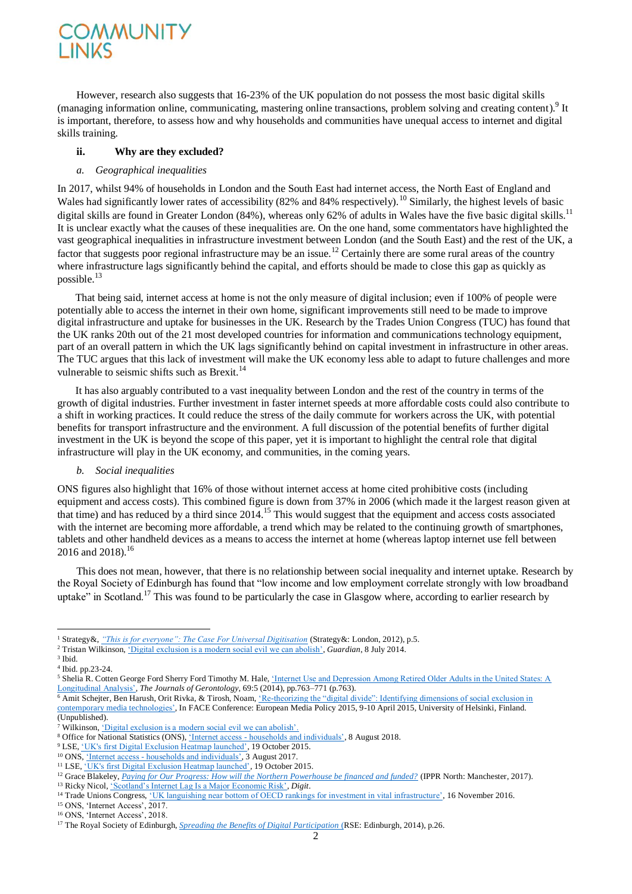However, research also suggests that 16-23% of the UK population do not possess the most basic digital skills (managing information online, communicating, mastering online transactions, problem solving and creating content).[9] It is important, therefore, to assess how and why households and communities have unequal access to internet and digital skills training.

### ii. Why are they excluded?

#### *a. Geographical inequalities*

In 2017, whilst 94% of households in London and the South East had internet access, the North East of England and Wales had significantly lower rates of accessibility (82% and 84% respectively).[10] Similarly, the highest levels of basic digital skills are found in Greater London (84%), whereas only 62% of adults in Wales have the five basic digital skills.[11] It is unclear exactly what the causes of these inequalities are. On the one hand, some commentators have highlighted the vast geographical inequalities in infrastructure investment between London (and the South East) and the rest of the UK, a factor that suggests poor regional infrastructure may be an issue.[12] Certainly there are some rural areas of the country where infrastructure lags significantly behind the capital, and efforts should be made to close this gap as quickly as possible.[13]

That being said, internet access at home is not the only measure of digital inclusion; even if 100% of people were potentially able to access the internet in their own home, significant improvements still need to be made to improve digital infrastructure and uptake for businesses in the UK. Research by the Trades Union Congress (TUC) has found that the UK ranks 20th out of the 21 most developed countries for information and communications technology equipment, part of an overall pattern in which the UK lags significantly behind on capital investment in infrastructure in other areas. The TUC argues that this lack of investment will make the UK economy less able to adapt to future challenges and more vulnerable to seismic shifts such as Brexit.[14]

It has also arguably contributed to a vast inequality between London and the rest of the country in terms of the growth of digital industries. Further investment in faster internet speeds at more affordable costs could also contribute to a shift in working practices. It could reduce the stress of the daily commute for workers across the UK, with potential benefits for transport infrastructure and the environment. A full discussion of the potential benefits of further digital investment in the UK is beyond the scope of this paper, yet it is important to highlight the central role that digital infrastructure will play in the UK economy, and communities, in the coming years.

#### *b. Social inequalities*

ONS figures also highlight that 16% of those without internet access at home cited prohibitive costs (including equipment and access costs). This combined figure is down from 37% in 2006 (which made it the largest reason given at that time) and has reduced by a third since 2014.[15] This would suggest that the equipment and access costs associated with the internet are becoming more affordable, a trend which may be related to the continuing growth of smartphones, tablets and other handheld devices as a means to access the internet at home (whereas laptop internet use fell between 2016 and 2018).[16]

This does not mean, however, that there is no relationship between social inequality and internet uptake. Research by the Royal Society of Edinburgh has found that "low income and low employment correlate strongly with low broadband uptake" in Scotland.[17] This was found to be particularly the case in Glasgow where, according to earlier research by

---

[1] Strategy&, *"This is for everyone": The Case For Universal Digitisation* (Strategy&: London, 2012), p.5.
[2] Tristan Wilkinson, 'Digital exclusion is a modern social evil we can abolish', *Guardian*, 8 July 2014.
[3] Ibid.
[4] Ibid. pp.23-24.
[5] Shelia R. Cotten George Ford Sherry Ford Timothy M. Hale, 'Internet Use and Depression Among Retired Older Adults in the United States: A Longitudinal Analysis', *The Journals of Gerontology*, 69:5 (2014), pp.763–771 (p.763).
[6] Amit Schejter, Ben Harush, Orit Rivka, & Tirosh, Noam, 'Re-theorizing the "digital divide": Identifying dimensions of social exclusion in contemporary media technologies', In FACE Conference: European Media Policy 2015, 9-10 April 2015, University of Helsinki, Finland. (Unpublished).
[7] Wilkinson, 'Digital exclusion is a modern social evil we can abolish'.
[8] Office for National Statistics (ONS), 'Internet access - households and individuals', 8 August 2018.
[9] LSE, 'UK's first Digital Exclusion Heatmap launched', 19 October 2015.
[10] ONS, 'Internet access - households and individuals', 3 August 2017.
[11] LSE, 'UK's first Digital Exclusion Heatmap launched', 19 October 2015.
[12] Grace Blakeley, *Paying for Our Progress: How will the Northern Powerhouse be financed and funded?* (IPPR North: Manchester, 2017).
[13] Ricky Nicol, 'Scotland's Internet Lag Is a Major Economic Risk', *Digit*.
[14] Trade Unions Congress, 'UK languishing near bottom of OECD rankings for investment in vital infrastructure', 16 November 2016.
[15] ONS, 'Internet Access', 2017.
[16] ONS, 'Internet Access', 2018.
[17] The Royal Society of Edinburgh, *Spreading the Benefits of Digital Participation* (RSE: Edinburgh, 2014), p.26.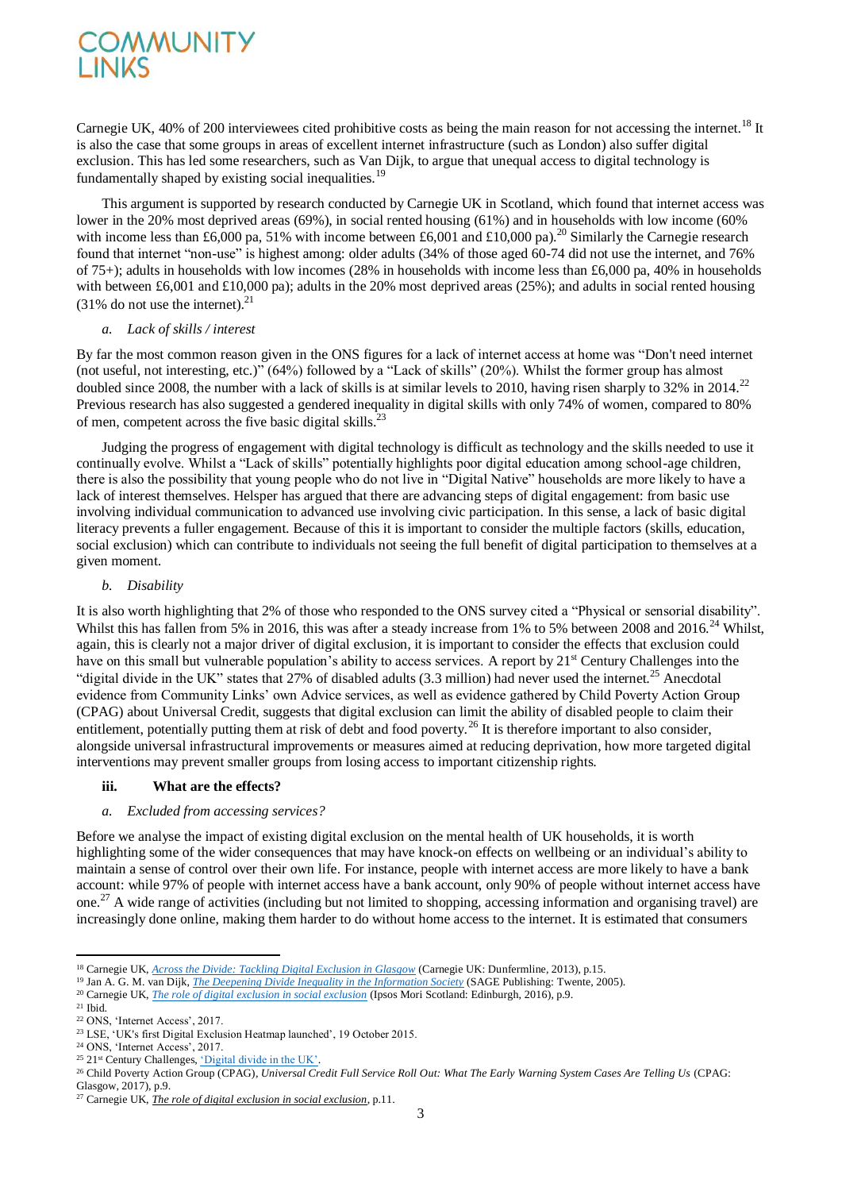Carnegie UK, 40% of 200 interviewees cited prohibitive costs as being the main reason for not accessing the internet.[18] It is also the case that some groups in areas of excellent internet infrastructure (such as London) also suffer digital exclusion. This has led some researchers, such as Van Dijk, to argue that unequal access to digital technology is fundamentally shaped by existing social inequalities.[19]

This argument is supported by research conducted by Carnegie UK in Scotland, which found that internet access was lower in the 20% most deprived areas (69%), in social rented housing (61%) and in households with low income (60% with income less than £6,000 pa, 51% with income between £6,001 and £10,000 pa).[20] Similarly the Carnegie research found that internet "non-use" is highest among: older adults (34% of those aged 60-74 did not use the internet, and 76% of 75+); adults in households with low incomes (28% in households with income less than £6,000 pa, 40% in households with between £6,001 and £10,000 pa); adults in the 20% most deprived areas (25%); and adults in social rented housing (31% do not use the internet).[21]

*a. Lack of skills / interest*

By far the most common reason given in the ONS figures for a lack of internet access at home was "Don't need internet (not useful, not interesting, etc.)" (64%) followed by a "Lack of skills" (20%). Whilst the former group has almost doubled since 2008, the number with a lack of skills is at similar levels to 2010, having risen sharply to 32% in 2014.[22] Previous research has also suggested a gendered inequality in digital skills with only 74% of women, compared to 80% of men, competent across the five basic digital skills.[23]

Judging the progress of engagement with digital technology is difficult as technology and the skills needed to use it continually evolve. Whilst a "Lack of skills" potentially highlights poor digital education among school-age children, there is also the possibility that young people who do not live in "Digital Native" households are more likely to have a lack of interest themselves. Helsper has argued that there are advancing steps of digital engagement: from basic use involving individual communication to advanced use involving civic participation. In this sense, a lack of basic digital literacy prevents a fuller engagement. Because of this it is important to consider the multiple factors (skills, education, social exclusion) which can contribute to individuals not seeing the full benefit of digital participation to themselves at a given moment.

*b. Disability*

It is also worth highlighting that 2% of those who responded to the ONS survey cited a "Physical or sensorial disability". Whilst this has fallen from 5% in 2016, this was after a steady increase from 1% to 5% between 2008 and 2016.[24] Whilst, again, this is clearly not a major driver of digital exclusion, it is important to consider the effects that exclusion could have on this small but vulnerable population's ability to access services. A report by 21st Century Challenges into the "digital divide in the UK" states that 27% of disabled adults (3.3 million) had never used the internet.[25] Anecdotal evidence from Community Links' own Advice services, as well as evidence gathered by Child Poverty Action Group (CPAG) about Universal Credit, suggests that digital exclusion can limit the ability of disabled people to claim their entitlement, potentially putting them at risk of debt and food poverty.[26] It is therefore important to also consider, alongside universal infrastructural improvements or measures aimed at reducing deprivation, how more targeted digital interventions may prevent smaller groups from losing access to important citizenship rights.

### iii. What are the effects?

*a. Excluded from accessing services?*

Before we analyse the impact of existing digital exclusion on the mental health of UK households, it is worth highlighting some of the wider consequences that may have knock-on effects on wellbeing or an individual's ability to maintain a sense of control over their own life. For instance, people with internet access are more likely to have a bank account: while 97% of people with internet access have a bank account, only 90% of people without internet access have one.[27] A wide range of activities (including but not limited to shopping, accessing information and organising travel) are increasingly done online, making them harder to do without home access to the internet. It is estimated that consumers

---

[18] Carnegie UK, *Across the Divide: Tackling Digital Exclusion in Glasgow* (Carnegie UK: Dunfermline, 2013), p.15.

[19] Jan A. G. M. van Dijk, *The Deepening Divide Inequality in the Information Society* (SAGE Publishing: Twente, 2005).

[20] Carnegie UK, *The role of digital exclusion in social exclusion* (Ipsos Mori Scotland: Edinburgh, 2016), p.9.

[21] Ibid.

[22] ONS, 'Internet Access', 2017.

[23] LSE, 'UK's first Digital Exclusion Heatmap launched', 19 October 2015.

[24] ONS, 'Internet Access', 2017.

[25] 21st Century Challenges, 'Digital divide in the UK'.

[26] Child Poverty Action Group (CPAG), *Universal Credit Full Service Roll Out: What The Early Warning System Cases Are Telling Us* (CPAG: Glasgow, 2017), p.9.

[27] Carnegie UK, *The role of digital exclusion in social exclusion*, p.11.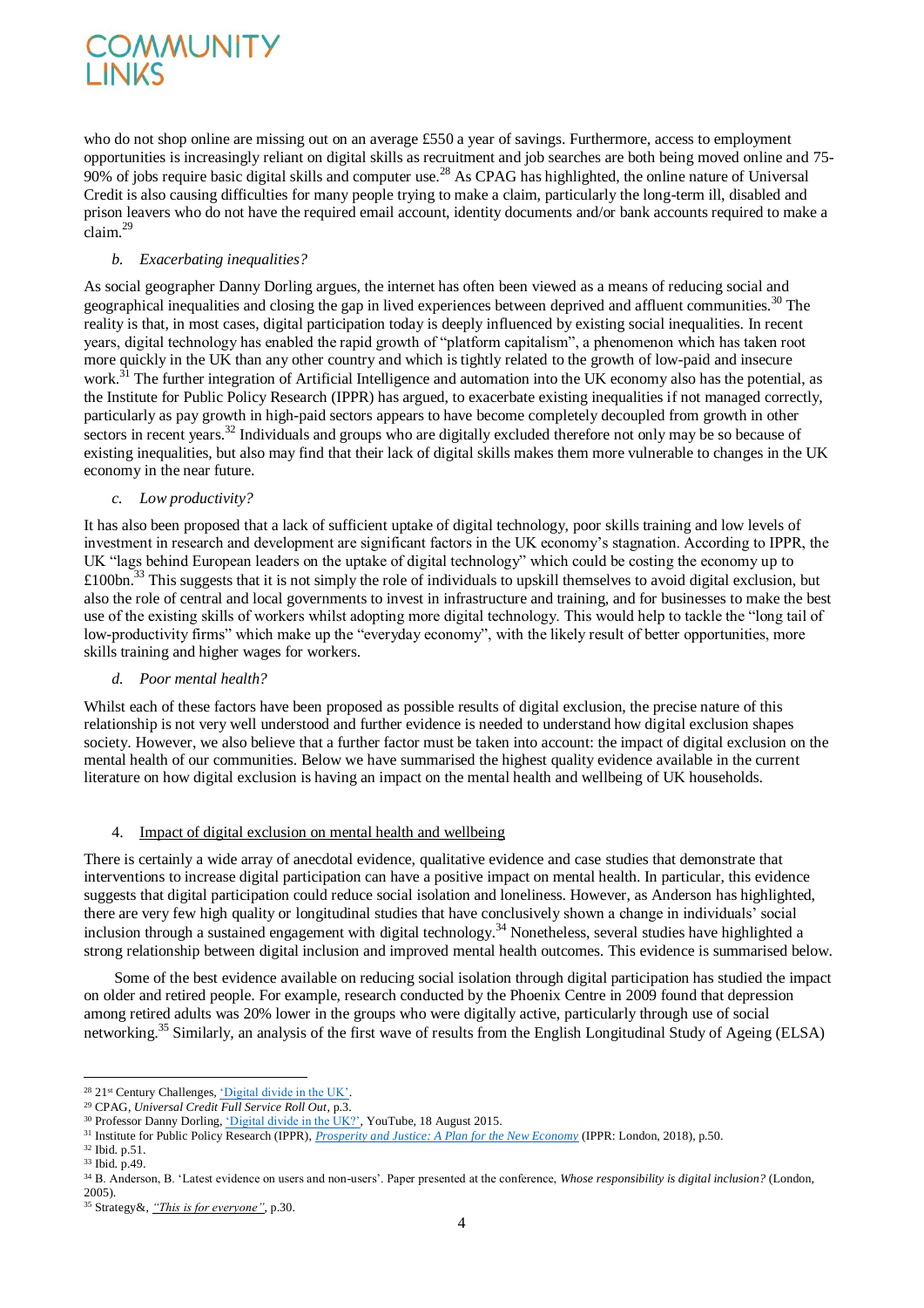who do not shop online are missing out on an average £550 a year of savings. Furthermore, access to employment opportunities is increasingly reliant on digital skills as recruitment and job searches are both being moved online and 75-90% of jobs require basic digital skills and computer use.[28] As CPAG has highlighted, the online nature of Universal Credit is also causing difficulties for many people trying to make a claim, particularly the long-term ill, disabled and prison leavers who do not have the required email account, identity documents and/or bank accounts required to make a claim.[29]

### b. *Exacerbating inequalities?*

As social geographer Danny Dorling argues, the internet has often been viewed as a means of reducing social and geographical inequalities and closing the gap in lived experiences between deprived and affluent communities.[30] The reality is that, in most cases, digital participation today is deeply influenced by existing social inequalities. In recent years, digital technology has enabled the rapid growth of "platform capitalism", a phenomenon which has taken root more quickly in the UK than any other country and which is tightly related to the growth of low-paid and insecure work.[31] The further integration of Artificial Intelligence and automation into the UK economy also has the potential, as the Institute for Public Policy Research (IPPR) has argued, to exacerbate existing inequalities if not managed correctly, particularly as pay growth in high-paid sectors appears to have become completely decoupled from growth in other sectors in recent years.[32] Individuals and groups who are digitally excluded therefore not only may be so because of existing inequalities, but also may find that their lack of digital skills makes them more vulnerable to changes in the UK economy in the near future.

### c. *Low productivity?*

It has also been proposed that a lack of sufficient uptake of digital technology, poor skills training and low levels of investment in research and development are significant factors in the UK economy's stagnation. According to IPPR, the UK "lags behind European leaders on the uptake of digital technology" which could be costing the economy up to £100bn.[33] This suggests that it is not simply the role of individuals to upskill themselves to avoid digital exclusion, but also the role of central and local governments to invest in infrastructure and training, and for businesses to make the best use of the existing skills of workers whilst adopting more digital technology. This would help to tackle the "long tail of low-productivity firms" which make up the "everyday economy", with the likely result of better opportunities, more skills training and higher wages for workers.

### d. *Poor mental health?*

Whilst each of these factors have been proposed as possible results of digital exclusion, the precise nature of this relationship is not very well understood and further evidence is needed to understand how digital exclusion shapes society. However, we also believe that a further factor must be taken into account: the impact of digital exclusion on the mental health of our communities. Below we have summarised the highest quality evidence available in the current literature on how digital exclusion is having an impact on the mental health and wellbeing of UK households.

## 4. Impact of digital exclusion on mental health and wellbeing

There is certainly a wide array of anecdotal evidence, qualitative evidence and case studies that demonstrate that interventions to increase digital participation can have a positive impact on mental health. In particular, this evidence suggests that digital participation could reduce social isolation and loneliness. However, as Anderson has highlighted, there are very few high quality or longitudinal studies that have conclusively shown a change in individuals' social inclusion through a sustained engagement with digital technology.[34] Nonetheless, several studies have highlighted a strong relationship between digital inclusion and improved mental health outcomes. This evidence is summarised below.

Some of the best evidence available on reducing social isolation through digital participation has studied the impact on older and retired people. For example, research conducted by the Phoenix Centre in 2009 found that depression among retired adults was 20% lower in the groups who were digitally active, particularly through use of social networking.[35] Similarly, an analysis of the first wave of results from the English Longitudinal Study of Ageing (ELSA)

---

[28] 21st Century Challenges, 'Digital divide in the UK'.

[29] CPAG, *Universal Credit Full Service Roll Out*, p.3.

[30] Professor Danny Dorling, 'Digital divide in the UK?', YouTube, 18 August 2015.

[31] Institute for Public Policy Research (IPPR), *Prosperity and Justice: A Plan for the New Economy* (IPPR: London, 2018), p.50.

[32] Ibid. p.51.

[33] Ibid. p.49.

[34] B. Anderson, B. 'Latest evidence on users and non-users'. Paper presented at the conference, *Whose responsibility is digital inclusion?* (London, 2005).

[35] Strategy&, *"This is for everyone"*, p.30.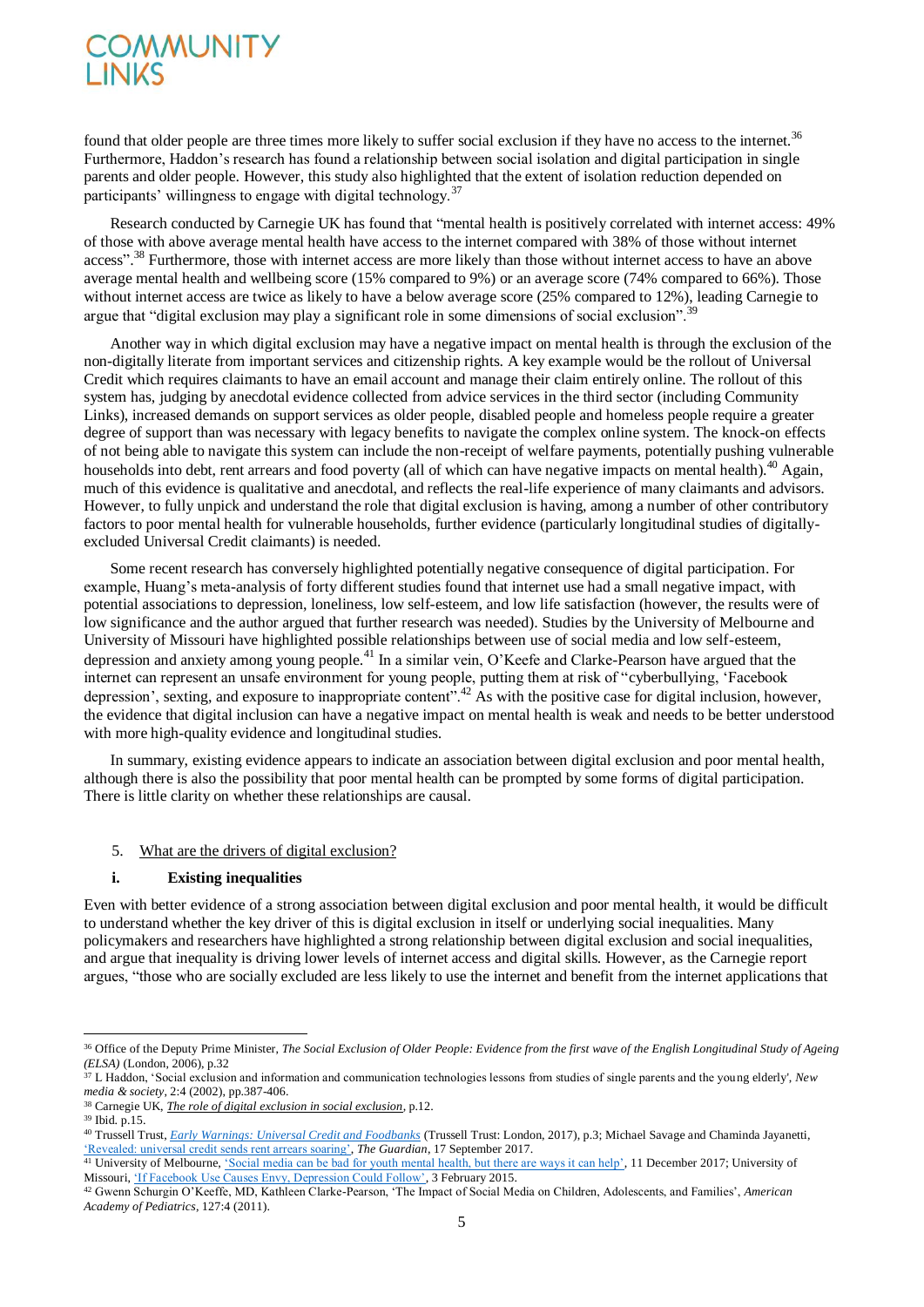found that older people are three times more likely to suffer social exclusion if they have no access to the internet.[36] Furthermore, Haddon's research has found a relationship between social isolation and digital participation in single parents and older people. However, this study also highlighted that the extent of isolation reduction depended on participants' willingness to engage with digital technology.[37]

Research conducted by Carnegie UK has found that "mental health is positively correlated with internet access: 49% of those with above average mental health have access to the internet compared with 38% of those without internet access".[38] Furthermore, those with internet access are more likely than those without internet access to have an above average mental health and wellbeing score (15% compared to 9%) or an average score (74% compared to 66%). Those without internet access are twice as likely to have a below average score (25% compared to 12%), leading Carnegie to argue that "digital exclusion may play a significant role in some dimensions of social exclusion".[39]

Another way in which digital exclusion may have a negative impact on mental health is through the exclusion of the non-digitally literate from important services and citizenship rights. A key example would be the rollout of Universal Credit which requires claimants to have an email account and manage their claim entirely online. The rollout of this system has, judging by anecdotal evidence collected from advice services in the third sector (including Community Links), increased demands on support services as older people, disabled people and homeless people require a greater degree of support than was necessary with legacy benefits to navigate the complex online system. The knock-on effects of not being able to navigate this system can include the non-receipt of welfare payments, potentially pushing vulnerable households into debt, rent arrears and food poverty (all of which can have negative impacts on mental health).[40] Again, much of this evidence is qualitative and anecdotal, and reflects the real-life experience of many claimants and advisors. However, to fully unpick and understand the role that digital exclusion is having, among a number of other contributory factors to poor mental health for vulnerable households, further evidence (particularly longitudinal studies of digitally-excluded Universal Credit claimants) is needed.

Some recent research has conversely highlighted potentially negative consequence of digital participation. For example, Huang's meta-analysis of forty different studies found that internet use had a small negative impact, with potential associations to depression, loneliness, low self-esteem, and low life satisfaction (however, the results were of low significance and the author argued that further research was needed). Studies by the University of Melbourne and University of Missouri have highlighted possible relationships between use of social media and low self-esteem, depression and anxiety among young people.[41] In a similar vein, O'Keefe and Clarke-Pearson have argued that the internet can represent an unsafe environment for young people, putting them at risk of "cyberbullying, 'Facebook depression', sexting, and exposure to inappropriate content".[42] As with the positive case for digital inclusion, however, the evidence that digital inclusion can have a negative impact on mental health is weak and needs to be better understood with more high-quality evidence and longitudinal studies.

In summary, existing evidence appears to indicate an association between digital exclusion and poor mental health, although there is also the possibility that poor mental health can be prompted by some forms of digital participation. There is little clarity on whether these relationships are causal.

## 5. What are the drivers of digital exclusion?

### i. Existing inequalities

Even with better evidence of a strong association between digital exclusion and poor mental health, it would be difficult to understand whether the key driver of this is digital exclusion in itself or underlying social inequalities. Many policymakers and researchers have highlighted a strong relationship between digital exclusion and social inequalities, and argue that inequality is driving lower levels of internet access and digital skills. However, as the Carnegie report argues, "those who are socially excluded are less likely to use the internet and benefit from the internet applications that

---

[36] Office of the Deputy Prime Minister, *The Social Exclusion of Older People: Evidence from the first wave of the English Longitudinal Study of Ageing (ELSA)* (London, 2006), p.32

[37] L Haddon, 'Social exclusion and information and communication technologies lessons from studies of single parents and the young elderly', *New media & society*, 2:4 (2002), pp.387-406.

[38] Carnegie UK, *The role of digital exclusion in social exclusion*, p.12.

[39] Ibid. p.15.

[40] Trussell Trust, *Early Warnings: Universal Credit and Foodbanks* (Trussell Trust: London, 2017), p.3; Michael Savage and Chaminda Jayanetti, 'Revealed: universal credit sends rent arrears soaring', *The Guardian*, 17 September 2017.

[41] University of Melbourne, 'Social media can be bad for youth mental health, but there are ways it can help', 11 December 2017; University of Missouri, 'If Facebook Use Causes Envy, Depression Could Follow', 3 February 2015.

[42] Gwenn Schurgin O'Keeffe, MD, Kathleen Clarke-Pearson, 'The Impact of Social Media on Children, Adolescents, and Families', *American Academy of Pediatrics*, 127:4 (2011).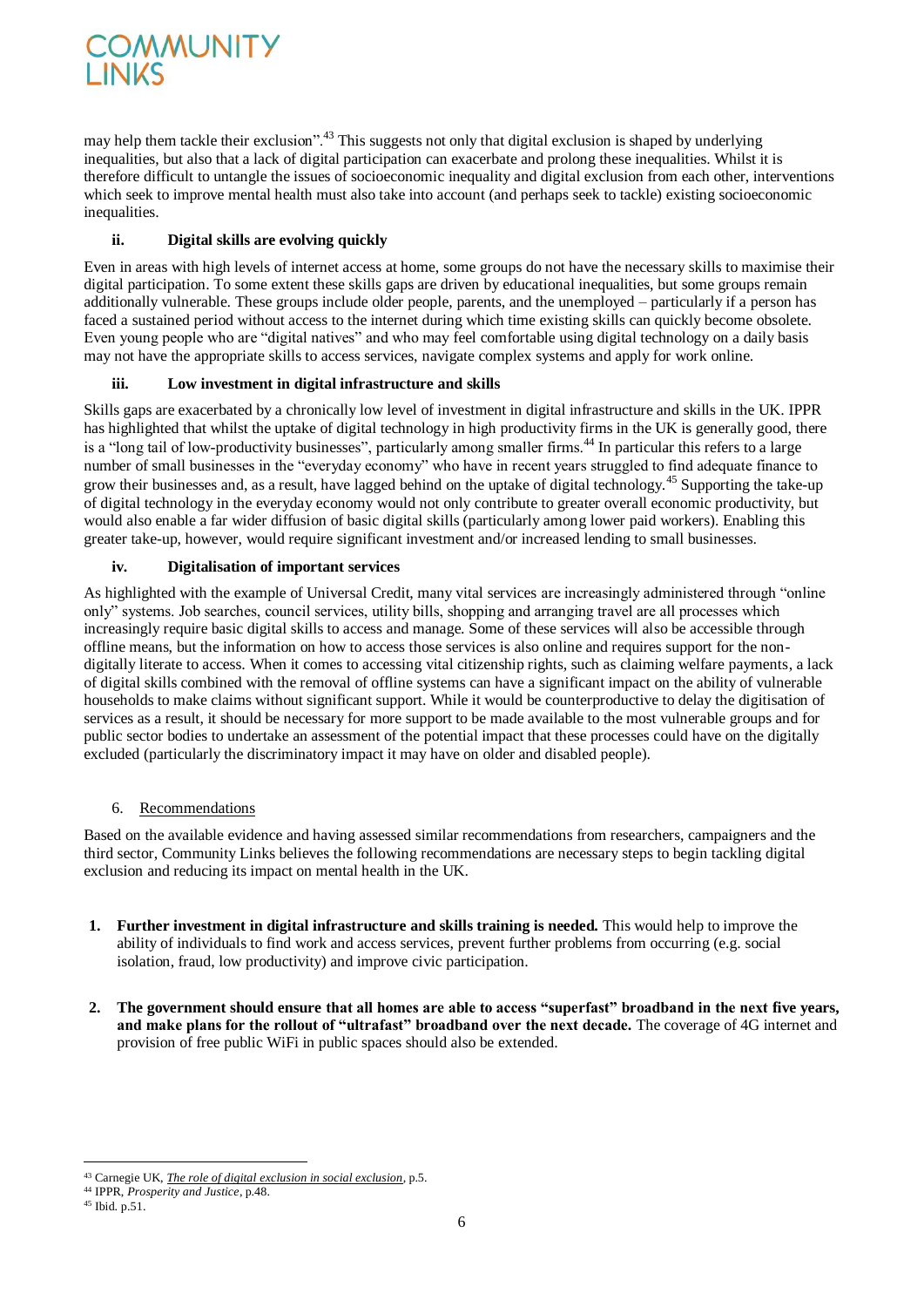may help them tackle their exclusion".[43] This suggests not only that digital exclusion is shaped by underlying inequalities, but also that a lack of digital participation can exacerbate and prolong these inequalities. Whilst it is therefore difficult to untangle the issues of socioeconomic inequality and digital exclusion from each other, interventions which seek to improve mental health must also take into account (and perhaps seek to tackle) existing socioeconomic inequalities.

#### ii. Digital skills are evolving quickly

Even in areas with high levels of internet access at home, some groups do not have the necessary skills to maximise their digital participation. To some extent these skills gaps are driven by educational inequalities, but some groups remain additionally vulnerable. These groups include older people, parents, and the unemployed – particularly if a person has faced a sustained period without access to the internet during which time existing skills can quickly become obsolete. Even young people who are "digital natives" and who may feel comfortable using digital technology on a daily basis may not have the appropriate skills to access services, navigate complex systems and apply for work online.

#### iii. Low investment in digital infrastructure and skills

Skills gaps are exacerbated by a chronically low level of investment in digital infrastructure and skills in the UK. IPPR has highlighted that whilst the uptake of digital technology in high productivity firms in the UK is generally good, there is a "long tail of low-productivity businesses", particularly among smaller firms.[44] In particular this refers to a large number of small businesses in the "everyday economy" who have in recent years struggled to find adequate finance to grow their businesses and, as a result, have lagged behind on the uptake of digital technology.[45] Supporting the take-up of digital technology in the everyday economy would not only contribute to greater overall economic productivity, but would also enable a far wider diffusion of basic digital skills (particularly among lower paid workers). Enabling this greater take-up, however, would require significant investment and/or increased lending to small businesses.

#### iv. Digitalisation of important services

As highlighted with the example of Universal Credit, many vital services are increasingly administered through "online only" systems. Job searches, council services, utility bills, shopping and arranging travel are all processes which increasingly require basic digital skills to access and manage. Some of these services will also be accessible through offline means, but the information on how to access those services is also online and requires support for the non-digitally literate to access. When it comes to accessing vital citizenship rights, such as claiming welfare payments, a lack of digital skills combined with the removal of offline systems can have a significant impact on the ability of vulnerable households to make claims without significant support. While it would be counterproductive to delay the digitisation of services as a result, it should be necessary for more support to be made available to the most vulnerable groups and for public sector bodies to undertake an assessment of the potential impact that these processes could have on the digitally excluded (particularly the discriminatory impact it may have on older and disabled people).

## 6. Recommendations

Based on the available evidence and having assessed similar recommendations from researchers, campaigners and the third sector, Community Links believes the following recommendations are necessary steps to begin tackling digital exclusion and reducing its impact on mental health in the UK.

1. **Further investment in digital infrastructure and skills training is needed.** This would help to improve the ability of individuals to find work and access services, prevent further problems from occurring (e.g. social isolation, fraud, low productivity) and improve civic participation.

2. **The government should ensure that all homes are able to access "superfast" broadband in the next five years, and make plans for the rollout of "ultrafast" broadband over the next decade.** The coverage of 4G internet and provision of free public WiFi in public spaces should also be extended.

---

[43] Carnegie UK, *The role of digital exclusion in social exclusion*, p.5.
[44] IPPR, *Prosperity and Justice*, p.48.
[45] Ibid. p.51.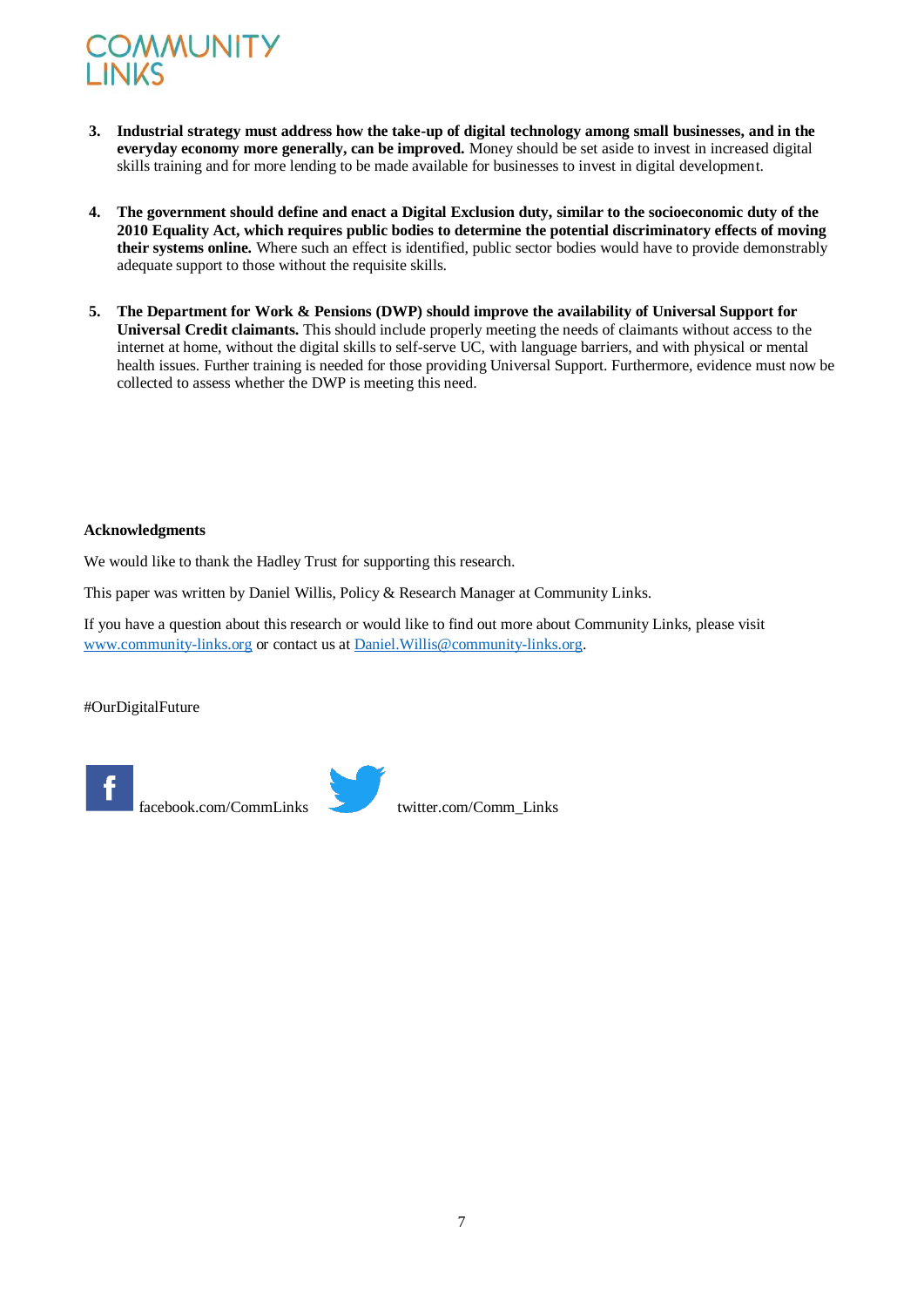3. **Industrial strategy must address how the take-up of digital technology among small businesses, and in the everyday economy more generally, can be improved.** Money should be set aside to invest in increased digital skills training and for more lending to be made available for businesses to invest in digital development.

4. **The government should define and enact a Digital Exclusion duty, similar to the socioeconomic duty of the 2010 Equality Act, which requires public bodies to determine the potential discriminatory effects of moving their systems online.** Where such an effect is identified, public sector bodies would have to provide demonstrably adequate support to those without the requisite skills.

5. **The Department for Work & Pensions (DWP) should improve the availability of Universal Support for Universal Credit claimants.** This should include properly meeting the needs of claimants without access to the internet at home, without the digital skills to self-serve UC, with language barriers, and with physical or mental health issues. Further training is needed for those providing Universal Support. Furthermore, evidence must now be collected to assess whether the DWP is meeting this need.

**Acknowledgments**

We would like to thank the Hadley Trust for supporting this research.

This paper was written by Daniel Willis, Policy & Research Manager at Community Links.

If you have a question about this research or would like to find out more about Community Links, please visit www.community-links.org or contact us at Daniel.Willis@community-links.org.

#OurDigitalFuture

facebook.com/CommLinks

twitter.com/Comm_Links